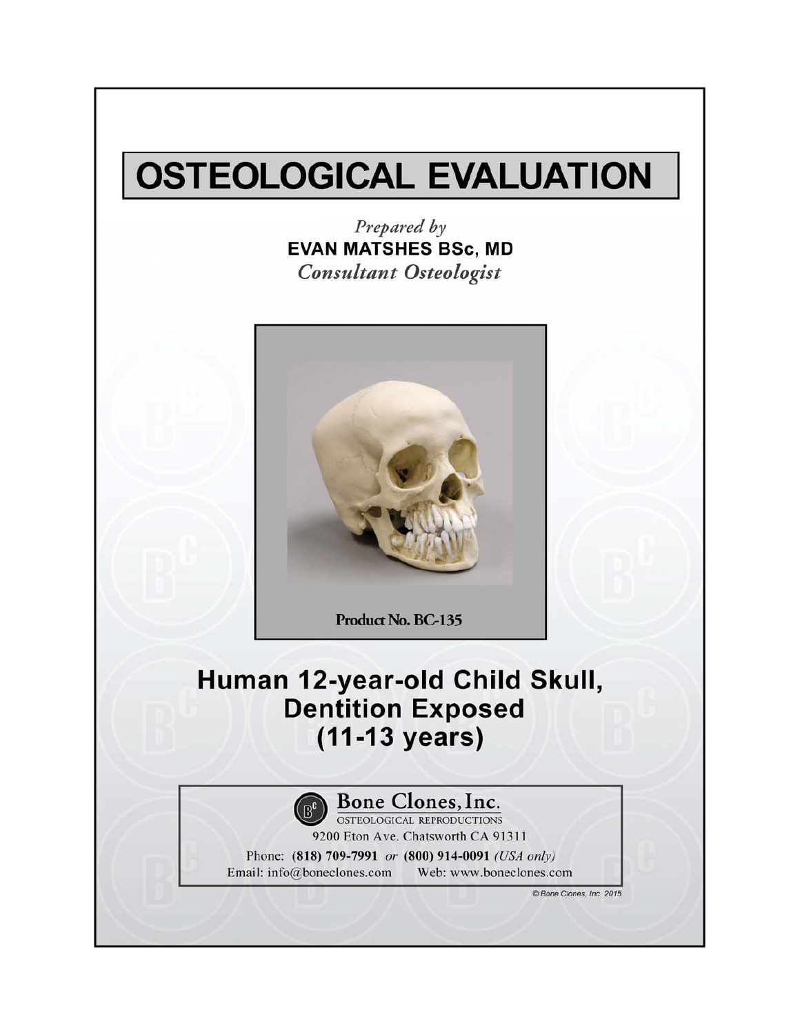# OSTEOLOGICAL EVALUATION

*Prepared by*
**EVAN MATSHES BSc, MD**
*Consultant Osteologist*

Product No. BC-135

## Human 12-year-old Child Skull, Dentition Exposed (11-13 years)

**Bone Clones, Inc.**
OSTEOLOGICAL REPRODUCTIONS
9200 Eton Ave. Chatsworth CA 91311
Phone: **(818) 709-7991** *or* **(800) 914-0091** *(USA only)*
Email: info@boneclones.com Web: www.boneclones.com

© Bone Clones, Inc. 2015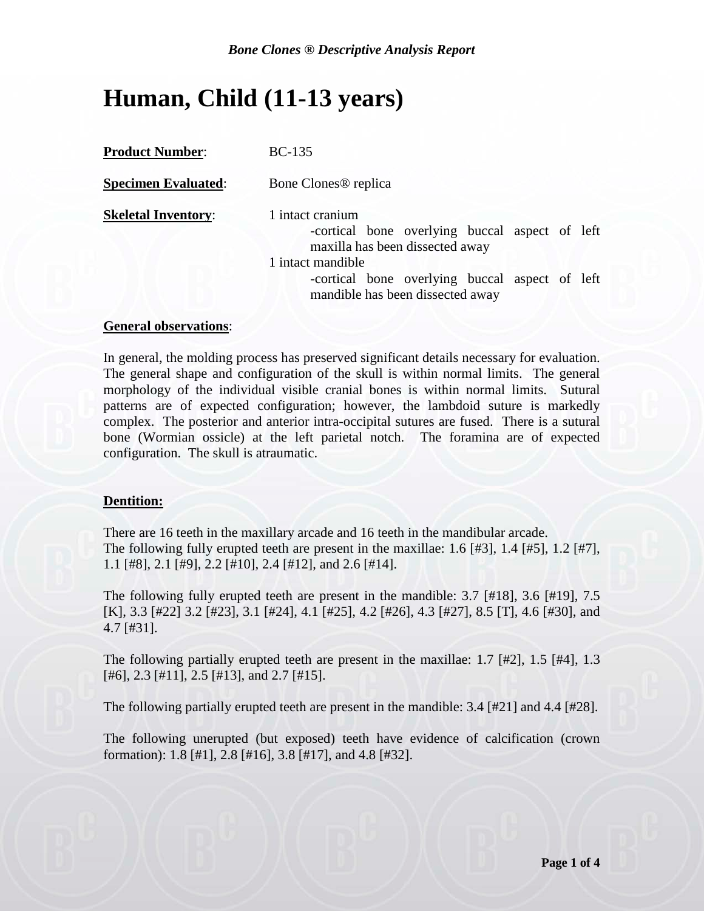*Bone Clones ® Descriptive Analysis Report*

# Human, Child (11-13 years)

**Product Number**: BC-135

**Specimen Evaluated**: Bone Clones® replica

**Skeletal Inventory**: 1 intact cranium
- -cortical bone overlying buccal aspect of left maxilla has been dissected away

1 intact mandible
- -cortical bone overlying buccal aspect of left mandible has been dissected away

**General observations**:

In general, the molding process has preserved significant details necessary for evaluation. The general shape and configuration of the skull is within normal limits. The general morphology of the individual visible cranial bones is within normal limits. Sutural patterns are of expected configuration; however, the lambdoid suture is markedly complex. The posterior and anterior intra-occipital sutures are fused. There is a sutural bone (Wormian ossicle) at the left parietal notch. The foramina are of expected configuration. The skull is atraumatic.

**Dentition:**

There are 16 teeth in the maxillary arcade and 16 teeth in the mandibular arcade.
The following fully erupted teeth are present in the maxillae: 1.6 [#3], 1.4 [#5], 1.2 [#7], 1.1 [#8], 2.1 [#9], 2.2 [#10], 2.4 [#12], and 2.6 [#14].

The following fully erupted teeth are present in the mandible: 3.7 [#18], 3.6 [#19], 7.5 [K], 3.3 [#22] 3.2 [#23], 3.1 [#24], 4.1 [#25], 4.2 [#26], 4.3 [#27], 8.5 [T], 4.6 [#30], and 4.7 [#31].

The following partially erupted teeth are present in the maxillae: 1.7 [#2], 1.5 [#4], 1.3 [#6], 2.3 [#11], 2.5 [#13], and 2.7 [#15].

The following partially erupted teeth are present in the mandible: 3.4 [#21] and 4.4 [#28].

The following unerupted (but exposed) teeth have evidence of calcification (crown formation): 1.8 [#1], 2.8 [#16], 3.8 [#17], and 4.8 [#32].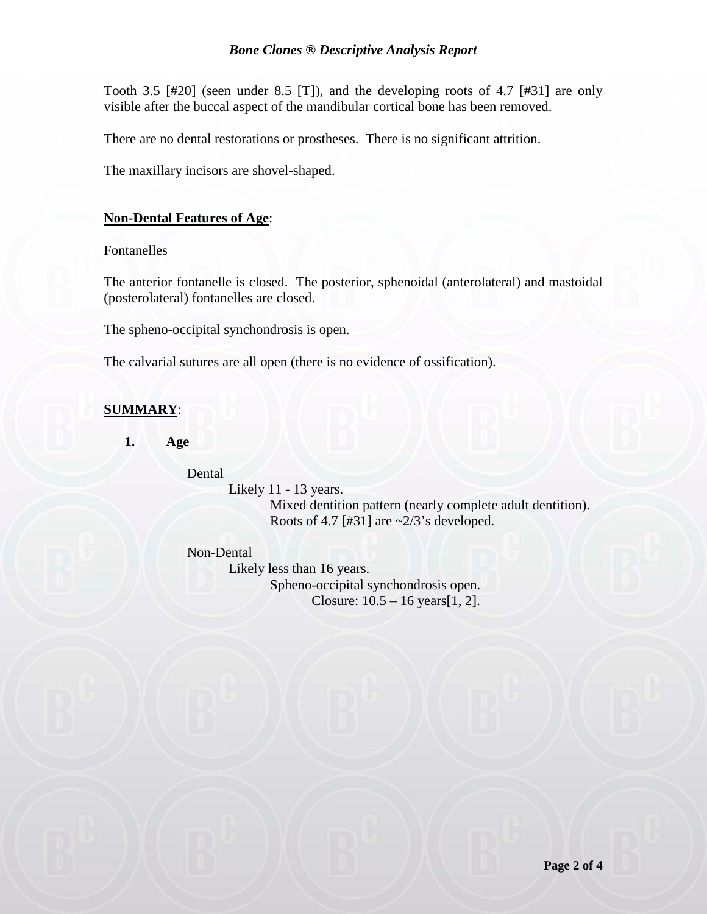Tooth 3.5 [#20] (seen under 8.5 [T]), and the developing roots of 4.7 [#31] are only visible after the buccal aspect of the mandibular cortical bone has been removed.

There are no dental restorations or prostheses. There is no significant attrition.

The maxillary incisors are shovel-shaped.

## Non-Dental Features of Age:

Fontanelles

The anterior fontanelle is closed. The posterior, sphenoidal (anterolateral) and mastoidal (posterolateral) fontanelles are closed.

The spheno-occipital synchondrosis is open.

The calvarial sutures are all open (there is no evidence of ossification).

## SUMMARY:

1. **Age**

   Dental
   - Likely 11 - 13 years.
     - Mixed dentition pattern (nearly complete adult dentition).
     - Roots of 4.7 [#31] are ~2/3's developed.

   Non-Dental
   - Likely less than 16 years.
     - Spheno-occipital synchondrosis open.
       - Closure: 10.5 – 16 years[1, 2].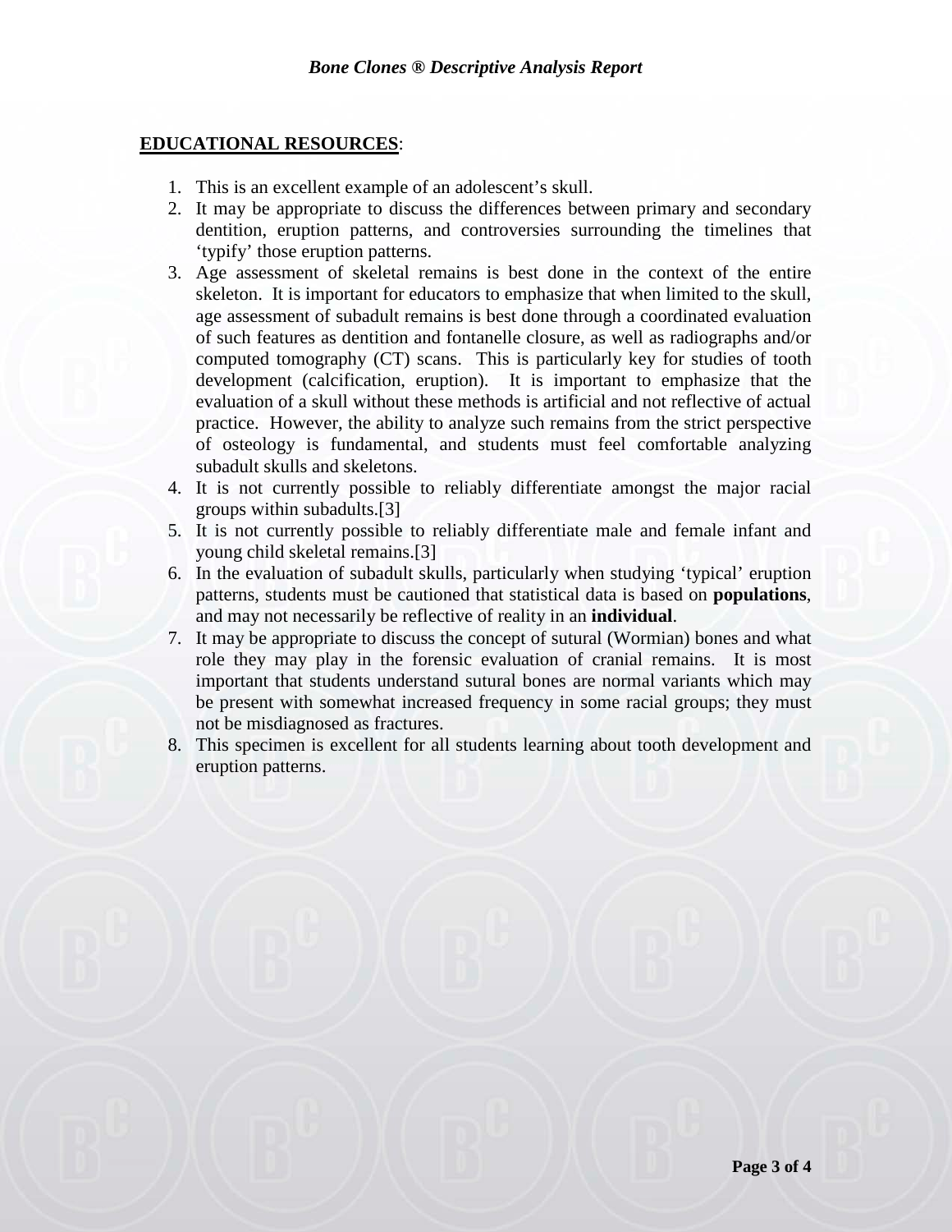**EDUCATIONAL RESOURCES**:

1. This is an excellent example of an adolescent's skull.
2. It may be appropriate to discuss the differences between primary and secondary dentition, eruption patterns, and controversies surrounding the timelines that 'typify' those eruption patterns.
3. Age assessment of skeletal remains is best done in the context of the entire skeleton. It is important for educators to emphasize that when limited to the skull, age assessment of subadult remains is best done through a coordinated evaluation of such features as dentition and fontanelle closure, as well as radiographs and/or computed tomography (CT) scans. This is particularly key for studies of tooth development (calcification, eruption). It is important to emphasize that the evaluation of a skull without these methods is artificial and not reflective of actual practice. However, the ability to analyze such remains from the strict perspective of osteology is fundamental, and students must feel comfortable analyzing subadult skulls and skeletons.
4. It is not currently possible to reliably differentiate amongst the major racial groups within subadults.[3]
5. It is not currently possible to reliably differentiate male and female infant and young child skeletal remains.[3]
6. In the evaluation of subadult skulls, particularly when studying 'typical' eruption patterns, students must be cautioned that statistical data is based on **populations**, and may not necessarily be reflective of reality in an **individual**.
7. It may be appropriate to discuss the concept of sutural (Wormian) bones and what role they may play in the forensic evaluation of cranial remains. It is most important that students understand sutural bones are normal variants which may be present with somewhat increased frequency in some racial groups; they must not be misdiagnosed as fractures.
8. This specimen is excellent for all students learning about tooth development and eruption patterns.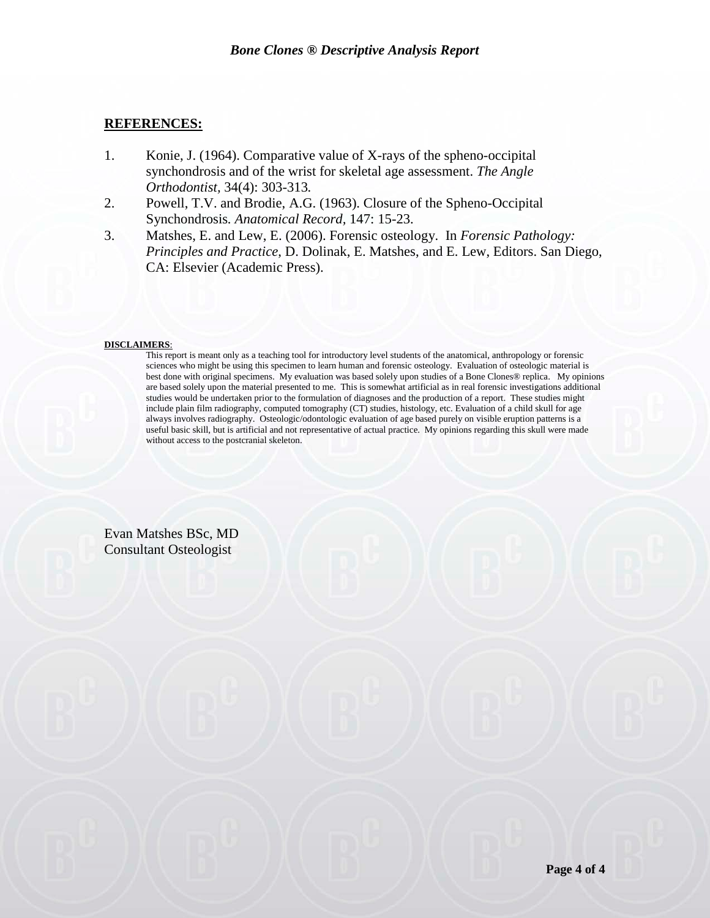## REFERENCES:

1. Konie, J. (1964). Comparative value of X-rays of the spheno-occipital synchondrosis and of the wrist for skeletal age assessment. *The Angle Orthodontist,* 34(4): 303-313.
2. Powell, T.V. and Brodie, A.G. (1963). Closure of the Spheno-Occipital Synchondrosis. *Anatomical Record,* 147: 15-23.
3. Matshes, E. and Lew, E. (2006). Forensic osteology. In *Forensic Pathology: Principles and Practice*, D. Dolinak, E. Matshes, and E. Lew, Editors. San Diego, CA: Elsevier (Academic Press).

**DISCLAIMERS**:

This report is meant only as a teaching tool for introductory level students of the anatomical, anthropology or forensic sciences who might be using this specimen to learn human and forensic osteology. Evaluation of osteologic material is best done with original specimens. My evaluation was based solely upon studies of a Bone Clones® replica. My opinions are based solely upon the material presented to me. This is somewhat artificial as in real forensic investigations additional studies would be undertaken prior to the formulation of diagnoses and the production of a report. These studies might include plain film radiography, computed tomography (CT) studies, histology, etc. Evaluation of a child skull for age always involves radiography. Osteologic/odontologic evaluation of age based purely on visible eruption patterns is a useful basic skill, but is artificial and not representative of actual practice. My opinions regarding this skull were made without access to the postcranial skeleton.

Evan Matshes BSc, MD
Consultant Osteologist